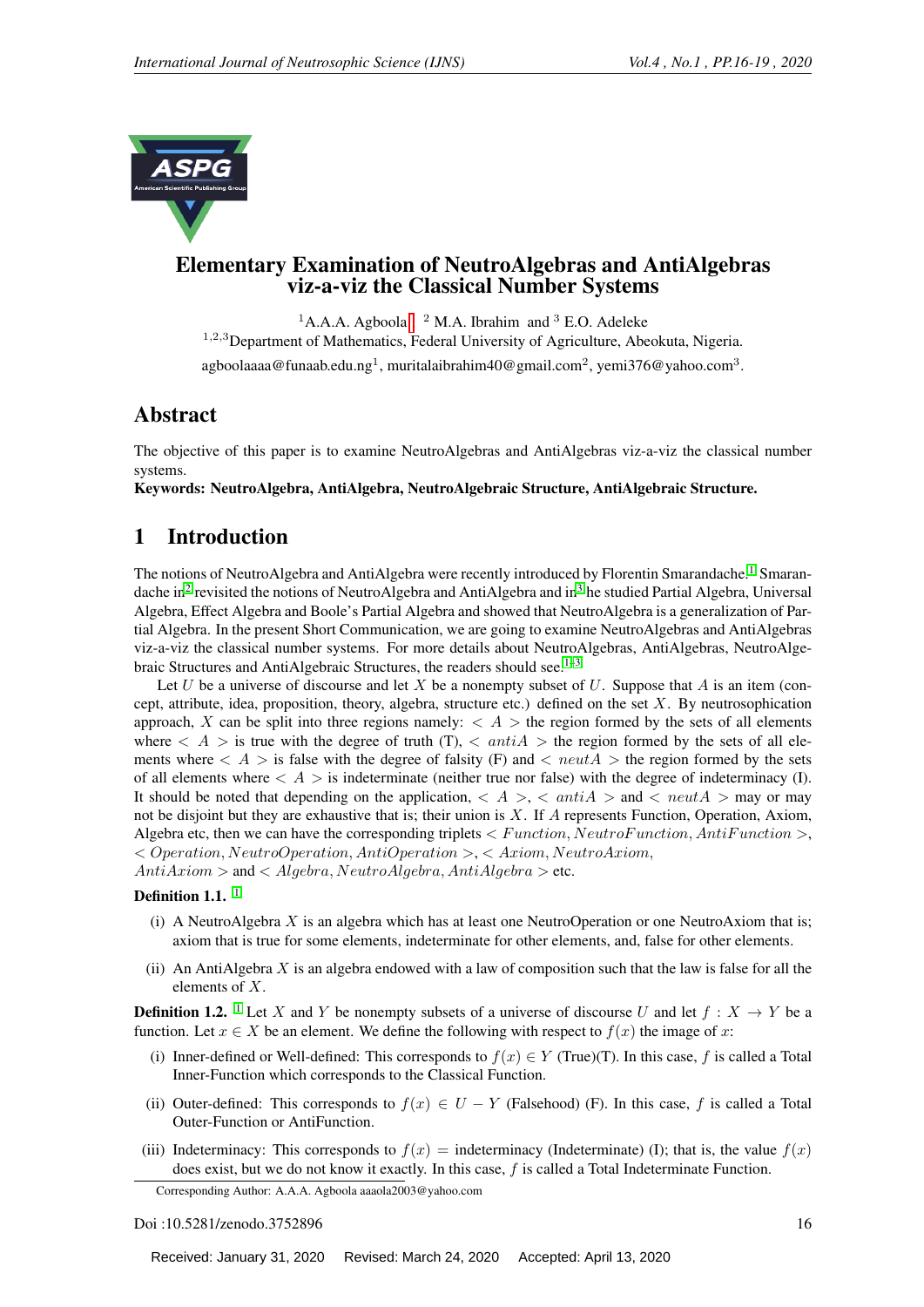# Elementary Examination of NeutroAlgebras and AntiAlgebras viz-a-viz the Classical Number Systems

[1]A.A.A. Agboola[*] [2] M.A. Ibrahim and [3] E.O. Adeleke

[1,2,3]Department of Mathematics, Federal University of Agriculture, Abeokuta, Nigeria.

agboolaaaa@funaab.edu.ng[1], muritalaibrahim40@gmail.com[2], yemi376@yahoo.com[3].

## Abstract

The objective of this paper is to examine NeutroAlgebras and AntiAlgebras viz-a-viz the classical number systems.

**Keywords: NeutroAlgebra, AntiAlgebra, NeutroAlgebraic Structure, AntiAlgebraic Structure.**

## 1 Introduction

The notions of NeutroAlgebra and AntiAlgebra were recently introduced by Florentin Smarandache.[1] Smarandache in[2] revisited the notions of NeutroAlgebra and AntiAlgebra and in[3] he studied Partial Algebra, Universal Algebra, Effect Algebra and Boole's Partial Algebra and showed that NeutroAlgebra is a generalization of Partial Algebra. In the present Short Communication, we are going to examine NeutroAlgebras and AntiAlgebras viz-a-viz the classical number systems. For more details about NeutroAlgebras, AntiAlgebras, NeutroAlgebraic Structures and AntiAlgebraic Structures, the readers should see.[1–3]

Let $U$ be a universe of discourse and let $X$ be a nonempty subset of $U$. Suppose that $A$ is an item (concept, attribute, idea, proposition, theory, algebra, structure etc.) defined on the set $X$. By neutrosophication approach, $X$ can be split into three regions namely: $< A >$ the region formed by the sets of all elements where $< A >$ is true with the degree of truth (T), $< antiA >$ the region formed by the sets of all elements where $< A >$ is false with the degree of falsity (F) and $< neutA >$ the region formed by the sets of all elements where $< A >$ is indeterminate (neither true nor false) with the degree of indeterminacy (I). It should be noted that depending on the application, $< A >$, $< antiA >$ and $< neutA >$ may or may not be disjoint but they are exhaustive that is; their union is $X$. If $A$ represents Function, Operation, Axiom, Algebra etc, then we can have the corresponding triplets $< Function, NeutroFunction, AntiFunction >$, $< Operation, NeutroOperation, AntiOperation >$, $< Axiom, NeutroAxiom, AntiAxiom >$ and $< Algebra, NeutroAlgebra, AntiAlgebra >$ etc.

**Definition 1.1.** [1]

(i) A NeutroAlgebra $X$ is an algebra which has at least one NeutroOperation or one NeutroAxiom that is; axiom that is true for some elements, indeterminate for other elements, and, false for other elements.

(ii) An AntiAlgebra $X$ is an algebra endowed with a law of composition such that the law is false for all the elements of $X$.

**Definition 1.2.** [1] Let $X$ and $Y$ be nonempty subsets of a universe of discourse $U$ and let $f : X \to Y$ be a function. Let $x \in X$ be an element. We define the following with respect to $f(x)$ the image of $x$:

(i) Inner-defined or Well-defined: This corresponds to $f(x) \in Y$ (True)(T). In this case, $f$ is called a Total Inner-Function which corresponds to the Classical Function.

(ii) Outer-defined: This corresponds to $f(x) \in U - Y$ (Falsehood) (F). In this case, $f$ is called a Total Outer-Function or AntiFunction.

(iii) Indeterminacy: This corresponds to $f(x) =$ indeterminacy (Indeterminate) (I); that is, the value $f(x)$ does exist, but we do not know it exactly. In this case, $f$ is called a Total Indeterminate Function.

Corresponding Author: A.A.A. Agboola aaaola2003@yahoo.com

Doi :10.5281/zenodo.3752896

Received: January 31, 2020 Revised: March 24, 2020 Accepted: April 13, 2020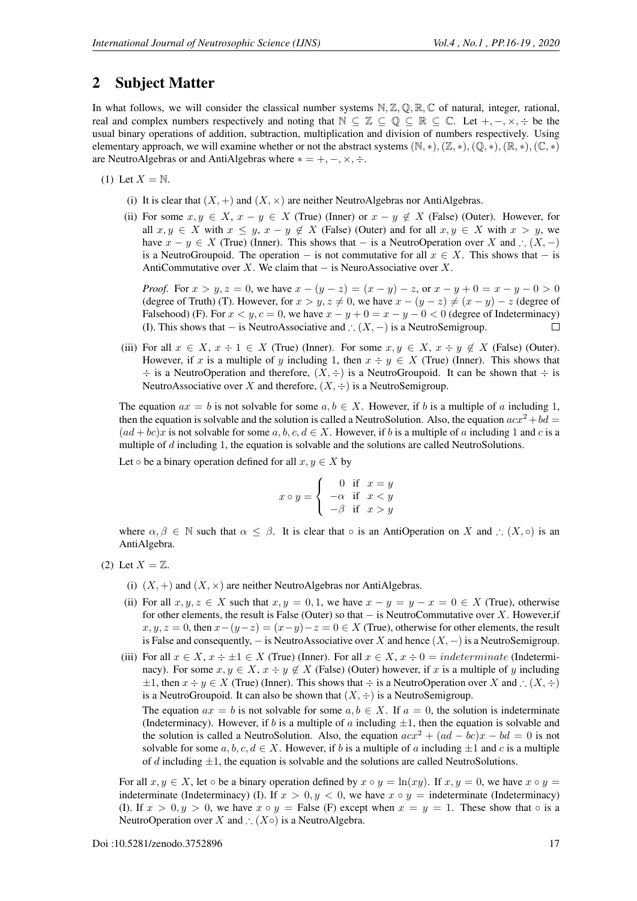## 2 Subject Matter

In what follows, we will consider the classical number systems $\mathbb{N}, \mathbb{Z}, \mathbb{Q}, \mathbb{R}, \mathbb{C}$ of natural, integer, rational, real and complex numbers respectively and noting that $\mathbb{N} \subseteq \mathbb{Z} \subseteq \mathbb{Q} \subseteq \mathbb{R} \subseteq \mathbb{C}$. Let $+, -, \times, \div$ be the usual binary operations of addition, subtraction, multiplication and division of numbers respectively. Using elementary approach, we will examine whether or not the abstract systems $(\mathbb{N}, *), (\mathbb{Z}, *), (\mathbb{Q}, *), (\mathbb{R}, *), (\mathbb{C}, *)$ are NeutroAlgebras or AntiAlgebras where $* = +, -, \times, \div$.

(1) Let $X = \mathbb{N}$.

(i) It is clear that $(X, +)$ and $(X, \times)$ are neither NeutroAlgebras nor AntiAlgebras.

(ii) For some $x, y \in X$, $x - y \in X$ (True) (Inner) or $x - y \notin X$ (False) (Outer). However, for all $x, y \in X$ with $x \leq y$, $x - y \notin X$ (False) (Outer) and for all $x, y \in X$ with $x > y$, we have $x - y \in X$ (True) (Inner). This shows that $-$ is a NeutroOperation over $X$ and $\therefore (X, -)$ is a NeutroGroupoid. The operation $-$ is not commutative for all $x \in X$. This shows that $-$ is AntiCommutative over $X$. We claim that $-$ is NeuroAssociative over $X$.

*Proof.* For $x > y, z = 0$, we have $x - (y - z) = (x - y) - z$, or $x - y + 0 = x - y - 0 > 0$ (degree of Truth) (T). However, for $x > y, z \neq 0$, we have $x - (y - z) \neq (x - y) - z$ (degree of Falsehood) (F). For $x < y, c = 0$, we have $x - y + 0 = x - y - 0 < 0$ (degree of Indeterminacy) (I). This shows that $-$ is NeutroAssociative and $\therefore (X, -)$ is a NeutroSemigroup. □

(iii) For all $x \in X$, $x \div 1 \in X$ (True) (Inner). For some $x, y \in X$, $x \div y \notin X$ (False) (Outer). However, if $x$ is a multiple of $y$ including 1, then $x \div y \in X$ (True) (Inner). This shows that $\div$ is a NeutroOperation and therefore, $(X, \div)$ is a NeutroGroupoid. It can be shown that $\div$ is NeutroAssociative over $X$ and therefore, $(X, \div)$ is a NeutroSemigroup.

The equation $ax = b$ is not solvable for some $a, b \in X$. However, if $b$ is a multiple of $a$ including 1, then the equation is solvable and the solution is called a NeutroSolution. Also, the equation $acx^2 + bd = (ad + bc)x$ is not solvable for some $a, b, c, d \in X$. However, if $b$ is a multiple of $a$ including 1 and $c$ is a multiple of $d$ including 1, the equation is solvable and the solutions are called NeutroSolutions.

Let $\circ$ be a binary operation defined for all $x, y \in X$ by

$$x \circ y = \begin{cases} 0 & \text{if } x = y \\ -\alpha & \text{if } x < y \\ -\beta & \text{if } x > y \end{cases}$$

where $\alpha, \beta \in \mathbb{N}$ such that $\alpha \leq \beta$. It is clear that $\circ$ is an AntiOperation on $X$ and $\therefore (X, \circ)$ is an AntiAlgebra.

(2) Let $X = \mathbb{Z}$.

(i) $(X, +)$ and $(X, \times)$ are neither NeutroAlgebras nor AntiAlgebras.

(ii) For all $x, y, z \in X$ such that $x, y = 0, 1$, we have $x - y = y - x = 0 \in X$ (True), otherwise for other elements, the result is False (Outer) so that $-$ is NeutroCommutative over $X$. However,if $x, y, z = 0$, then $x - (y - z) = (x - y) - z = 0 \in X$ (True), otherwise for other elements, the result is False and consequently, $-$ is NeutroAssociative over $X$ and hence $(X, -)$ is a NeutroSemigroup.

(iii) For all $x \in X$, $x \div \pm 1 \in X$ (True) (Inner). For all $x \in X$, $x \div 0 = indeterminate$ (Indeterminacy). For some $x, y \in X$, $x \div y \notin X$ (False) (Outer) however, if $x$ is a multiple of $y$ including $\pm 1$, then $x \div y \in X$ (True) (Inner). This shows that $\div$ is a NeutroOperation over $X$ and $\therefore (X, \div)$ is a NeutroGroupoid. It can also be shown that $(X, \div)$ is a NeutroSemigroup.

The equation $ax = b$ is not solvable for some $a, b \in X$. If $a = 0$, the solution is indeterminate (Indeterminacy). However, if $b$ is a multiple of $a$ including $\pm 1$, then the equation is solvable and the solution is called a NeutroSolution. Also, the equation $acx^2 + (ad - bc)x - bd = 0$ is not solvable for some $a, b, c, d \in X$. However, if $b$ is a multiple of $a$ including $\pm 1$ and $c$ is a multiple of $d$ including $\pm 1$, the equation is solvable and the solutions are called NeutroSolutions.

For all $x, y \in X$, let $\circ$ be a binary operation defined by $x \circ y = \ln(xy)$. If $x, y = 0$, we have $x \circ y =$ indeterminate (Indeterminacy) (I). If $x > 0, y < 0$, we have $x \circ y =$ indeterminate (Indeterminacy) (I). If $x > 0, y > 0$, we have $x \circ y =$ False (F) except when $x = y = 1$. These show that $\circ$ is a NeutroOperation over $X$ and $\therefore (X \circ)$ is a NeutroAlgebra.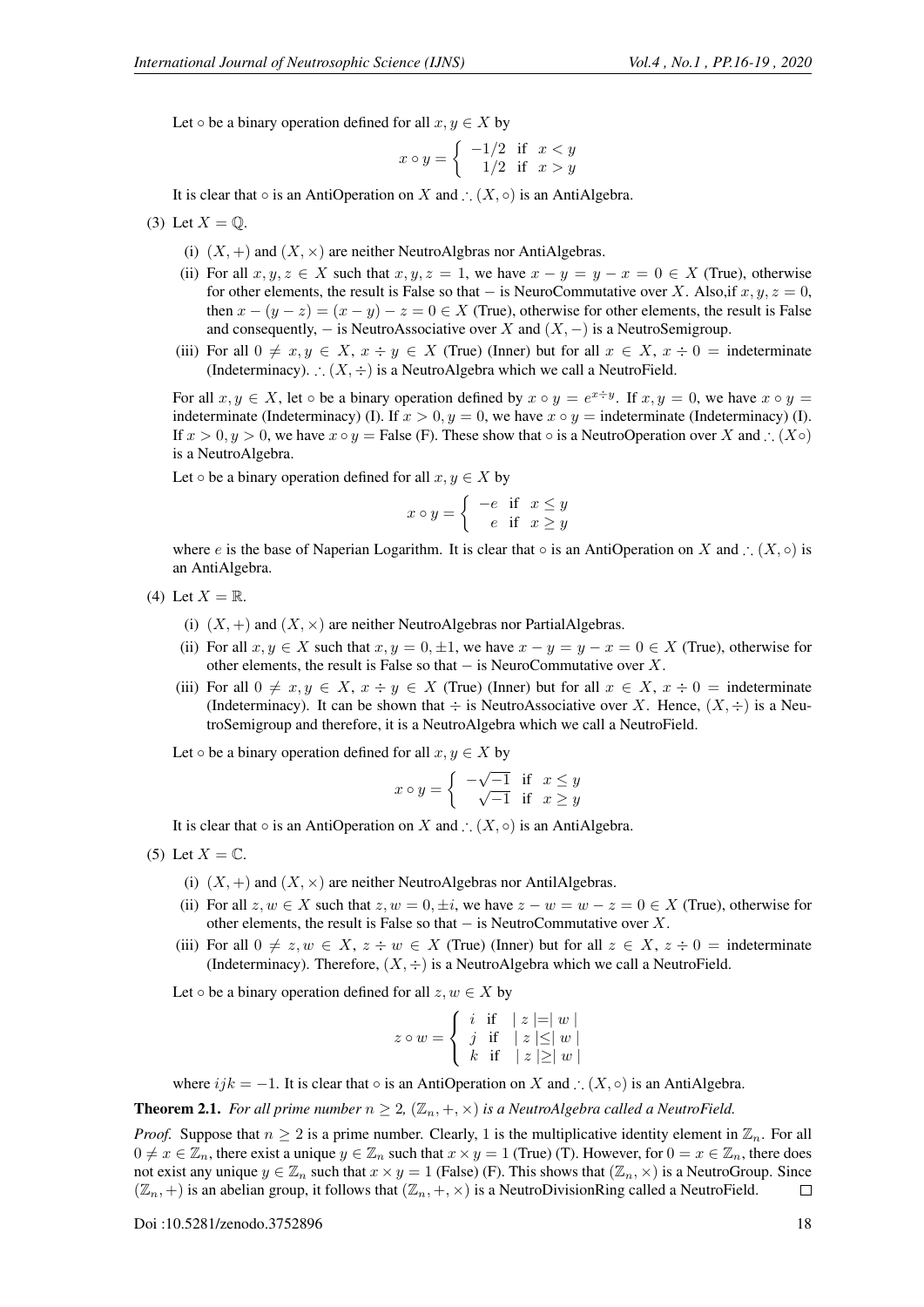Let $\circ$ be a binary operation defined for all $x, y \in X$ by

$$x \circ y = \begin{cases} -1/2 & \text{if} \quad x < y \\ 1/2 & \text{if} \quad x > y \end{cases}$$

It is clear that $\circ$ is an AntiOperation on $X$ and $\therefore (X, \circ)$ is an AntiAlgebra.

(3) Let $X = \mathbb{Q}$.

(i) $(X, +)$ and $(X, \times)$ are neither NeutroAlgbras nor AntiAlgebras.

(ii) For all $x, y, z \in X$ such that $x, y, z = 1$, we have $x - y = y - x = 0 \in X$ (True), otherwise for other elements, the result is False so that $-$ is NeuroCommutative over $X$. Also,if $x, y, z = 0$, then $x - (y - z) = (x - y) - z = 0 \in X$ (True), otherwise for other elements, the result is False and consequently, $-$ is NeutroAssociative over $X$ and $(X, -)$ is a NeutroSemigroup.

(iii) For all $0 \neq x, y \in X$, $x \div y \in X$ (True) (Inner) but for all $x \in X$, $x \div 0$ = indeterminate (Indeterminacy). $\therefore (X, \div)$ is a NeutroAlgebra which we call a NeutroField.

For all $x, y \in X$, let $\circ$ be a binary operation defined by $x \circ y = e^{x \div y}$. If $x, y = 0$, we have $x \circ y$ = indeterminate (Indeterminacy) (I). If $x > 0, y = 0$, we have $x \circ y$ = indeterminate (Indeterminacy) (I). If $x > 0, y > 0$, we have $x \circ y$ = False (F). These show that $\circ$ is a NeutroOperation over $X$ and $\therefore (X\circ)$ is a NeutroAlgebra.

Let $\circ$ be a binary operation defined for all $x, y \in X$ by

$$x \circ y = \begin{cases} -e & \text{if} \quad x \leq y \\ e & \text{if} \quad x \geq y \end{cases}$$

where $e$ is the base of Naperian Logarithm. It is clear that $\circ$ is an AntiOperation on $X$ and $\therefore (X, \circ)$ is an AntiAlgebra.

(4) Let $X = \mathbb{R}$.

(i) $(X, +)$ and $(X, \times)$ are neither NeutroAlgebras nor PartialAlgebras.

(ii) For all $x, y \in X$ such that $x, y = 0, \pm 1$, we have $x - y = y - x = 0 \in X$ (True), otherwise for other elements, the result is False so that $-$ is NeuroCommutative over $X$.

(iii) For all $0 \neq x, y \in X$, $x \div y \in X$ (True) (Inner) but for all $x \in X$, $x \div 0$ = indeterminate (Indeterminacy). It can be shown that $\div$ is NeutroAssociative over $X$. Hence, $(X, \div)$ is a NeutroSemigroup and therefore, it is a NeutroAlgebra which we call a NeutroField.

Let $\circ$ be a binary operation defined for all $x, y \in X$ by

$$x \circ y = \begin{cases} -\sqrt{-1} & \text{if} \quad x \leq y \\ \sqrt{-1} & \text{if} \quad x \geq y \end{cases}$$

It is clear that $\circ$ is an AntiOperation on $X$ and $\therefore (X, \circ)$ is an AntiAlgebra.

(5) Let $X = \mathbb{C}$.

(i) $(X, +)$ and $(X, \times)$ are neither NeutroAlgebras nor AntilAlgebras.

(ii) For all $z, w \in X$ such that $z, w = 0, \pm i$, we have $z - w = w - z = 0 \in X$ (True), otherwise for other elements, the result is False so that $-$ is NeutroCommutative over $X$.

(iii) For all $0 \neq z, w \in X$, $z \div w \in X$ (True) (Inner) but for all $z \in X$, $z \div 0$ = indeterminate (Indeterminacy). Therefore, $(X, \div)$ is a NeutroAlgebra which we call a NeutroField.

Let $\circ$ be a binary operation defined for all $z, w \in X$ by

$$z \circ w = \begin{cases} i & \text{if} \quad | z | = | w | \\ j & \text{if} \quad | z | \leq | w | \\ k & \text{if} \quad | z | \geq | w | \end{cases}$$

where $ijk = -1$. It is clear that $\circ$ is an AntiOperation on $X$ and $\therefore (X, \circ)$ is an AntiAlgebra.

**Theorem 2.1.** *For all prime number $n \geq 2$, $(\mathbb{Z}_n, +, \times)$ is a NeutroAlgebra called a NeutroField.*

*Proof.* Suppose that $n \geq 2$ is a prime number. Clearly, 1 is the multiplicative identity element in $\mathbb{Z}_n$. For all $0 \neq x \in \mathbb{Z}_n$, there exist a unique $y \in \mathbb{Z}_n$ such that $x \times y = 1$ (True) (T). However, for $0 = x \in \mathbb{Z}_n$, there does not exist any unique $y \in \mathbb{Z}_n$ such that $x \times y = 1$ (False) (F). This shows that $(\mathbb{Z}_n, \times)$ is a NeutroGroup. Since $(\mathbb{Z}_n, +)$ is an abelian group, it follows that $(\mathbb{Z}_n, +, \times)$ is a NeutroDivisionRing called a NeutroField. □

Doi :10.5281/zenodo.3752896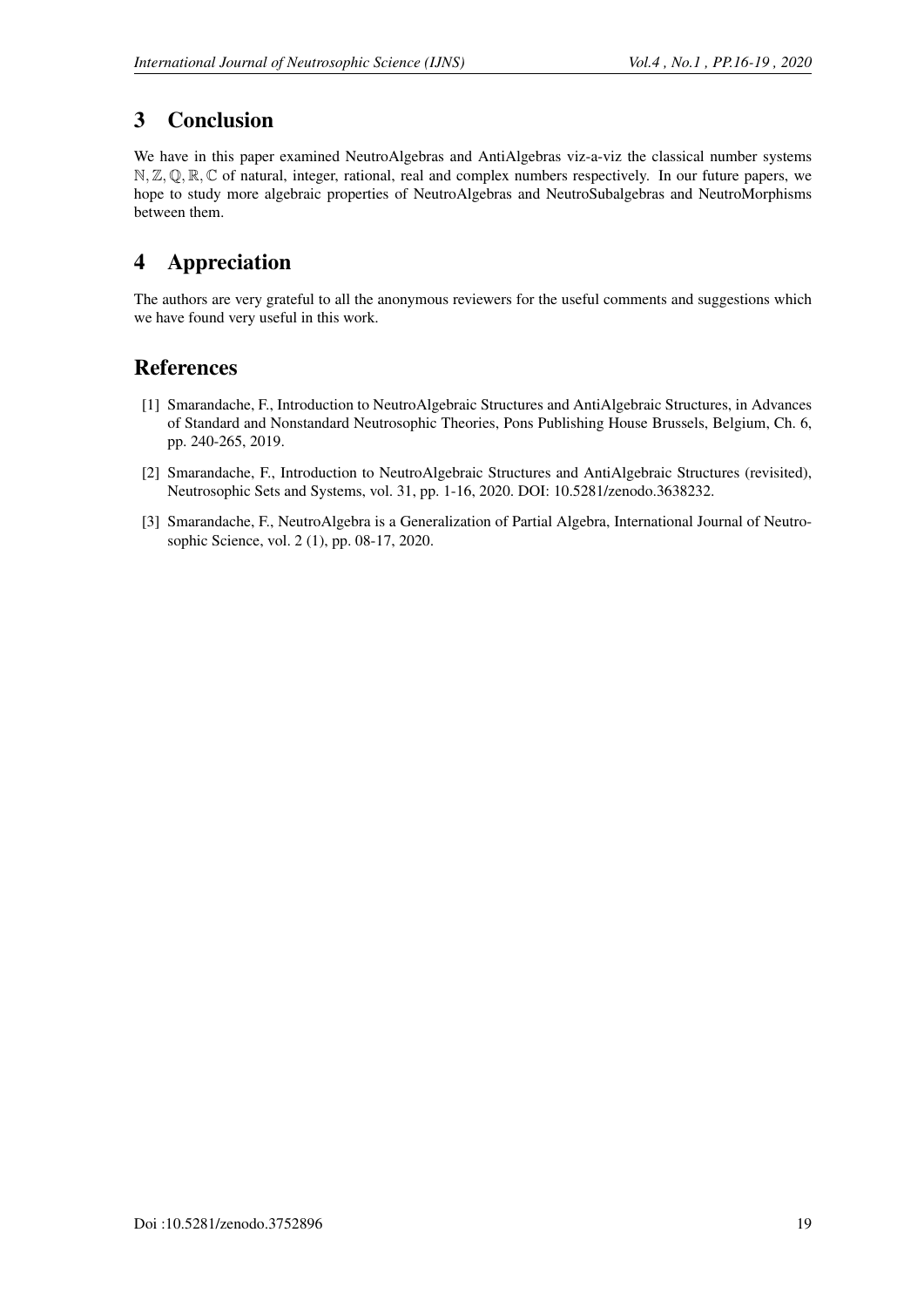## 3 Conclusion

We have in this paper examined NeutroAlgebras and AntiAlgebras viz-a-viz the classical number systems $\mathbb{N}, \mathbb{Z}, \mathbb{Q}, \mathbb{R}, \mathbb{C}$ of natural, integer, rational, real and complex numbers respectively. In our future papers, we hope to study more algebraic properties of NeutroAlgebras and NeutroSubalgebras and NeutroMorphisms between them.

## 4 Appreciation

The authors are very grateful to all the anonymous reviewers for the useful comments and suggestions which we have found very useful in this work.

## References

[1] Smarandache, F., Introduction to NeutroAlgebraic Structures and AntiAlgebraic Structures, in Advances of Standard and Nonstandard Neutrosophic Theories, Pons Publishing House Brussels, Belgium, Ch. 6, pp. 240-265, 2019.

[2] Smarandache, F., Introduction to NeutroAlgebraic Structures and AntiAlgebraic Structures (revisited), Neutrosophic Sets and Systems, vol. 31, pp. 1-16, 2020. DOI: 10.5281/zenodo.3638232.

[3] Smarandache, F., NeutroAlgebra is a Generalization of Partial Algebra, International Journal of Neutrosophic Science, vol. 2 (1), pp. 08-17, 2020.